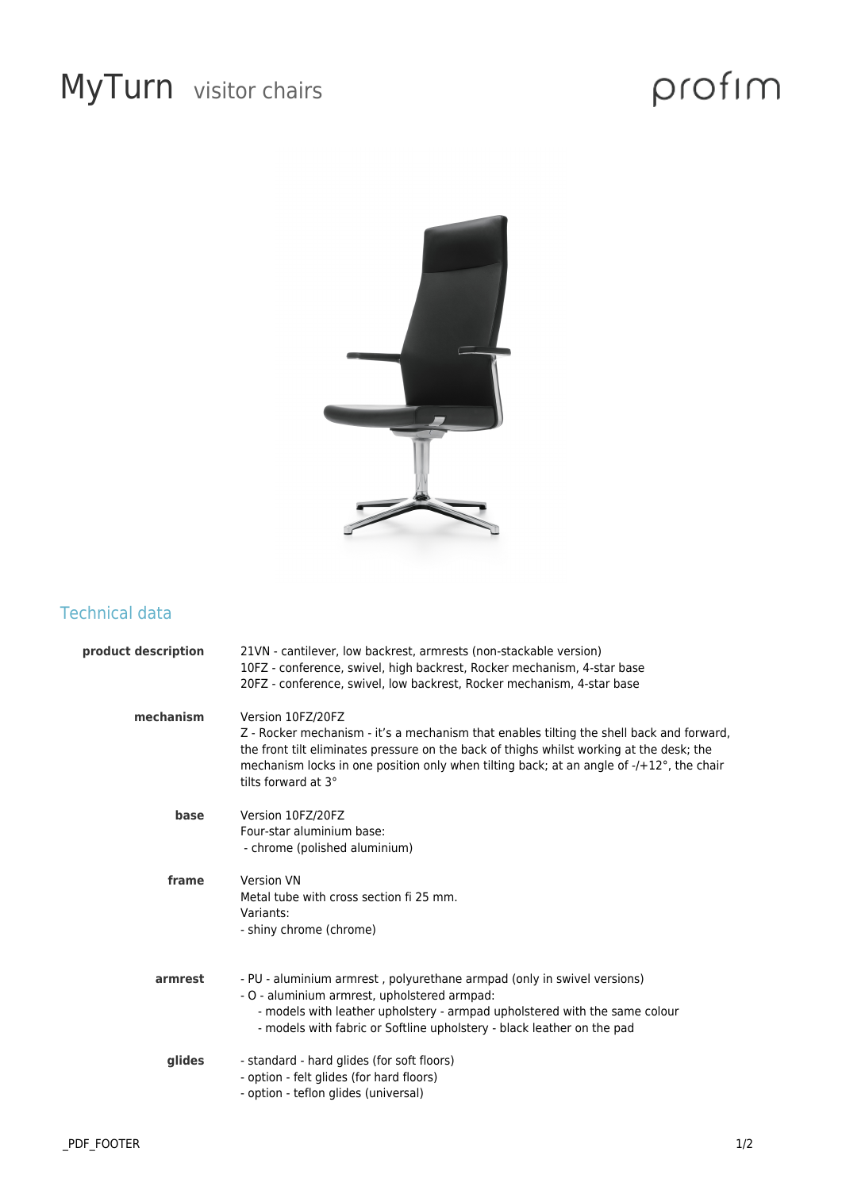# MyTurn visitor chairs

profim

## Technical data

| | |
|---|---|
| **product description** | 21VN - cantilever, low backrest, armrests (non-stackable version)<br>10FZ - conference, swivel, high backrest, Rocker mechanism, 4-star base<br>20FZ - conference, swivel, low backrest, Rocker mechanism, 4-star base |
| **mechanism** | Version 10FZ/20FZ<br>Z - Rocker mechanism - it's a mechanism that enables tilting the shell back and forward, the front tilt eliminates pressure on the back of thighs whilst working at the desk; the mechanism locks in one position only when tilting back; at an angle of -/+12°, the chair tilts forward at 3° |
| **base** | Version 10FZ/20FZ<br>Four-star aluminium base:<br>- chrome (polished aluminium) |
| **frame** | Version VN<br>Metal tube with cross section fi 25 mm.<br>Variants:<br>- shiny chrome (chrome) |
| **armrest** | - PU - aluminium armrest , polyurethane armpad (only in swivel versions)<br>- O - aluminium armrest, upholstered armpad:<br>- models with leather upholstery - armpad upholstered with the same colour<br>- models with fabric or Softline upholstery - black leather on the pad |
| **glides** | - standard - hard glides (for soft floors)<br>- option - felt glides (for hard floors)<br>- option - teflon glides (universal) |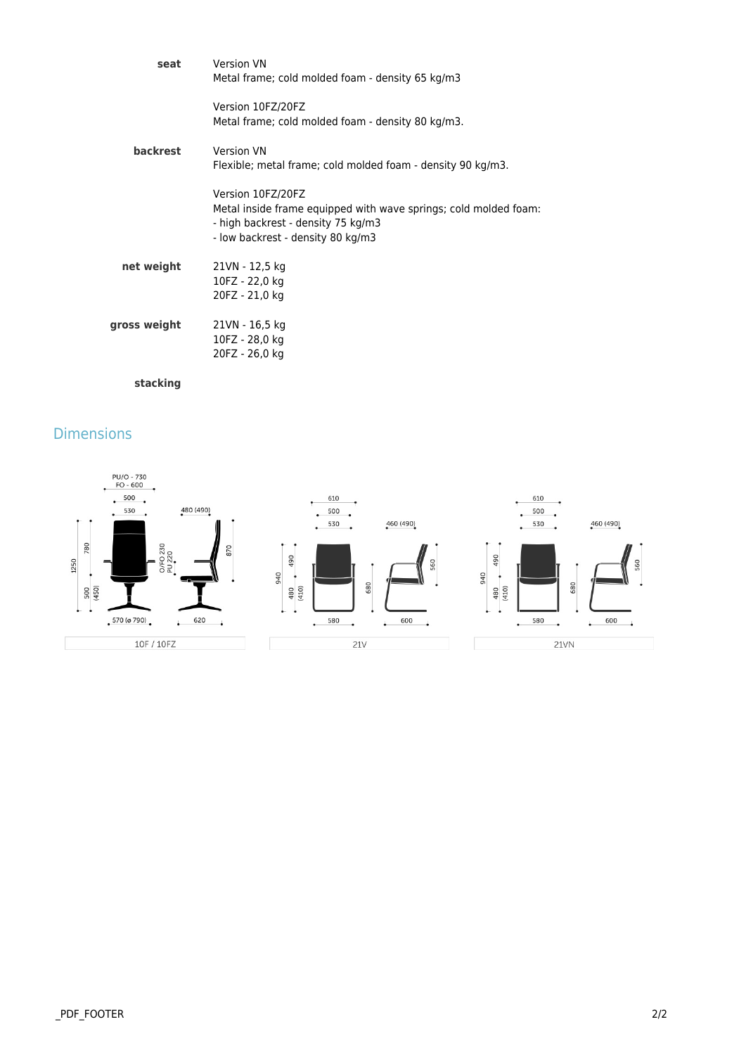**seat**

Version VN
Metal frame; cold molded foam - density 65 kg/m3

Version 10FZ/20FZ
Metal frame; cold molded foam - density 80 kg/m3.

**backrest**

Version VN
Flexible; metal frame; cold molded foam - density 90 kg/m3.

Version 10FZ/20FZ
Metal inside frame equipped with wave springs; cold molded foam:
- high backrest - density 75 kg/m3
- low backrest - density 80 kg/m3

**net weight**

21VN - 12,5 kg
10FZ - 22,0 kg
20FZ - 21,0 kg

**gross weight**

21VN - 16,5 kg
10FZ - 28,0 kg
20FZ - 26,0 kg

**stacking**

## Dimensions

PU/O - 730
FO - 600
500
530
480 (490)
1250
780
500 (450)
O/FO 230
PU 220
870
570 (ø 790)
620

10F / 10FZ

610
500
530
460 (490)
940
490
480 (410)
680
560
580
600

21V

610
500
530
460 (490)
940
490
480 (410)
680
560
580
600

21VN